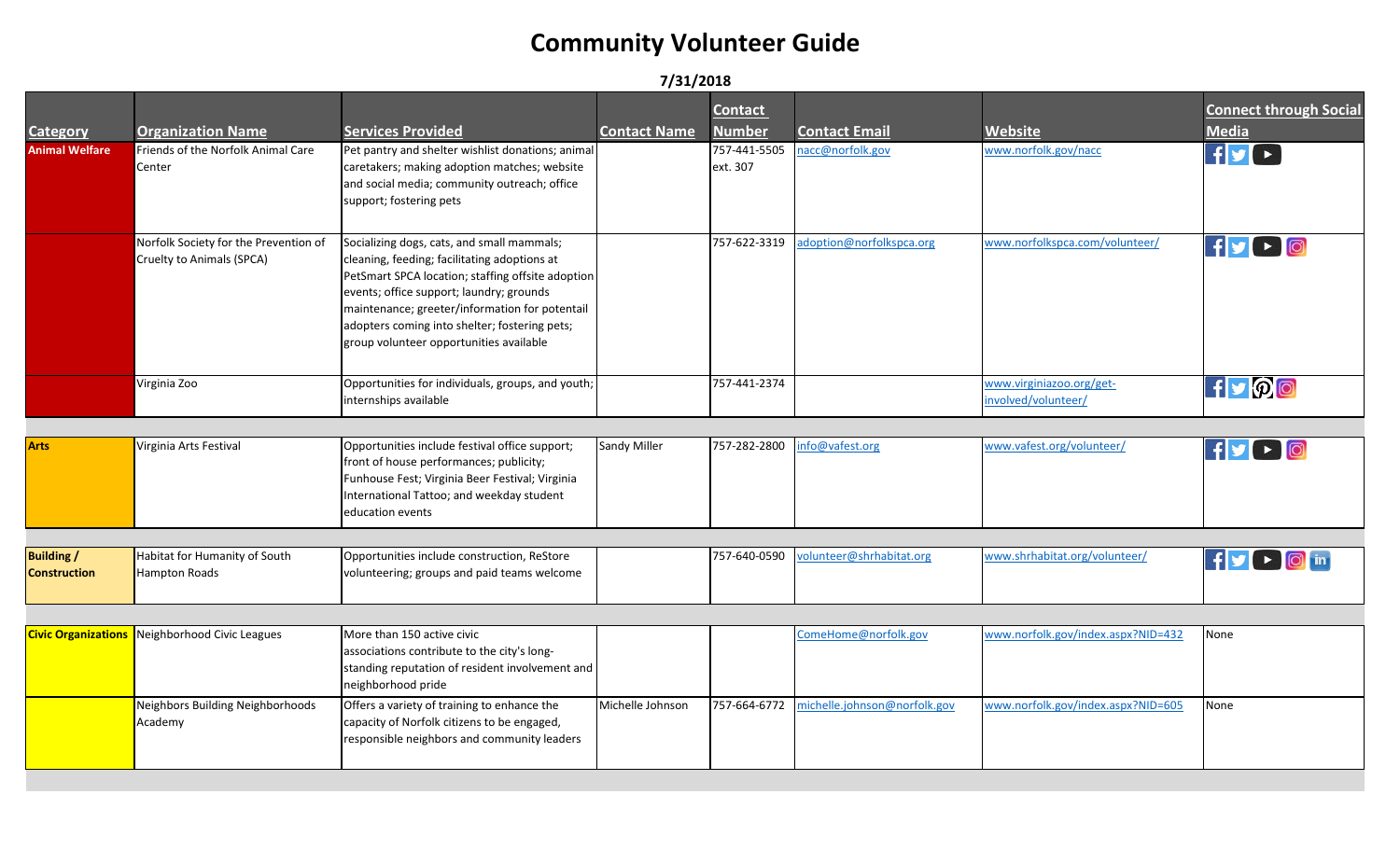# Community Volunteer Guide

**7/31/2018**

| Category | Organization Name | Services Provided | Contact Name | Contact Number | Contact Email | Website | Connect through Social Media |
|---|---|---|---|---|---|---|---|
| Animal Welfare | Friends of the Norfolk Animal Care Center | Pet pantry and shelter wishlist donations; animal caretakers; making adoption matches; website and social media; community outreach; office support; fostering pets | | 757-441-5505 ext. 307 | nacc@norfolk.gov | www.norfolk.gov/nacc | |
| | Norfolk Society for the Prevention of Cruelty to Animals (SPCA) | Socializing dogs, cats, and small mammals; cleaning, feeding; facilitating adoptions at PetSmart SPCA location; staffing offsite adoption events; office support; laundry; grounds maintenance; greeter/information for potentail adopters coming into shelter; fostering pets; group volunteer opportunities available | | 757-622-3319 | adoption@norfolkspca.org | www.norfolkspca.com/volunteer/ | |
| | Virginia Zoo | Opportunities for individuals, groups, and youth; internships available | | 757-441-2374 | | www.virginiazoo.org/get-involved/volunteer/ | |
| Arts | Virginia Arts Festival | Opportunities include festival office support; front of house performances; publicity; Funhouse Fest; Virginia Beer Festival; Virginia International Tattoo; and weekday student education events | Sandy Miller | 757-282-2800 | info@vafest.org | www.vafest.org/volunteer/ | |
| Building / Construction | Habitat for Humanity of South Hampton Roads | Opportunities include construction, ReStore volunteering; groups and paid teams welcome | | 757-640-0590 | volunteer@shrhabitat.org | www.shrhabitat.org/volunteer/ | |
| Civic Organizations | Neighborhood Civic Leagues | More than 150 active civic associations contribute to the city's long-standing reputation of resident involvement and neighborhood pride | | | ComeHome@norfolk.gov | www.norfolk.gov/index.aspx?NID=432 | None |
| | Neighbors Building Neighborhoods Academy | Offers a variety of training to enhance the capacity of Norfolk citizens to be engaged, responsible neighbors and community leaders | Michelle Johnson | 757-664-6772 | michelle.johnson@norfolk.gov | www.norfolk.gov/index.aspx?NID=605 | None |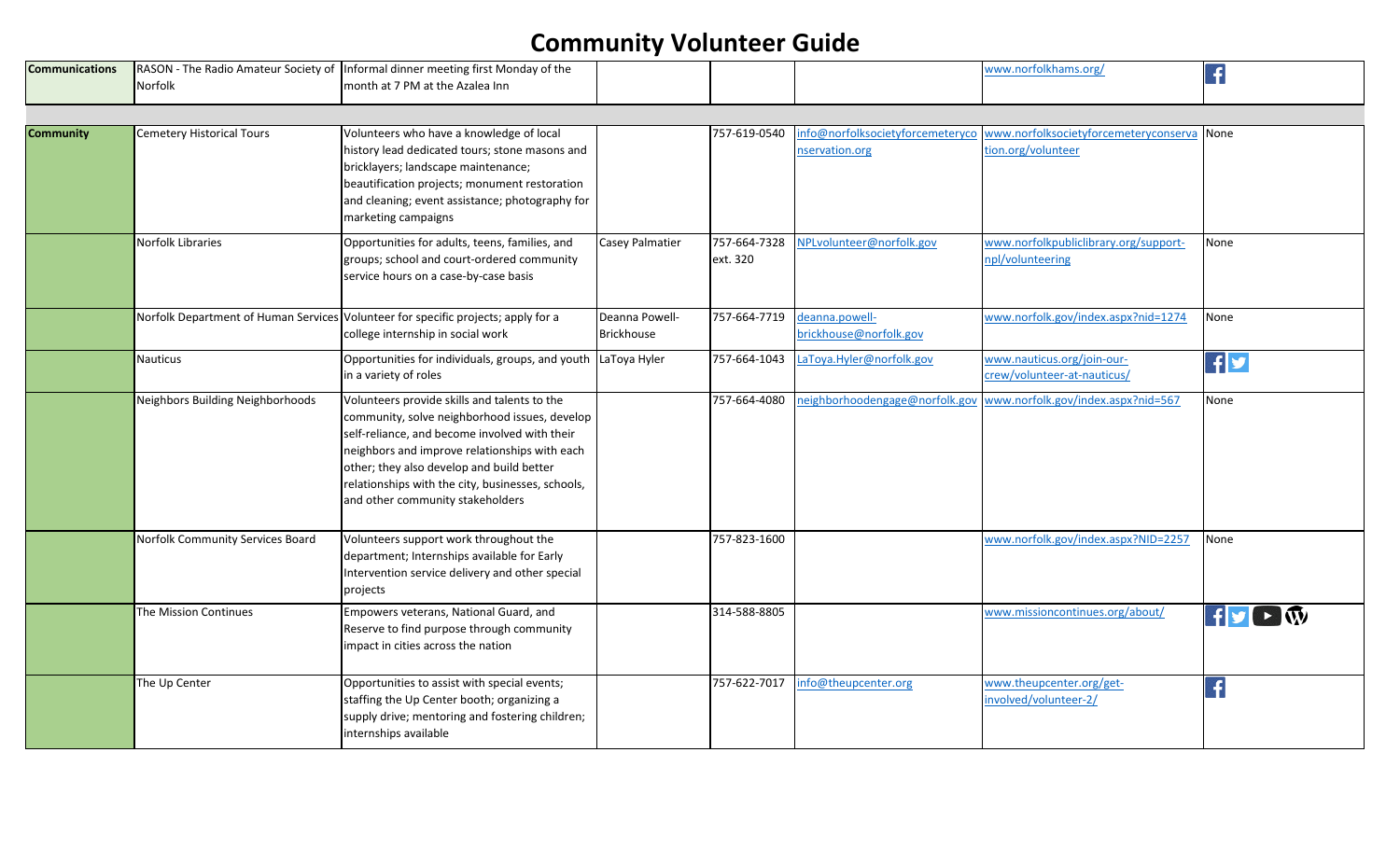# Community Volunteer Guide

| | | | | | | | |
|---|---|---|---|---|---|---|---|
| **Communications** | RASON - The Radio Amateur Society of Norfolk | Informal dinner meeting first Monday of the month at 7 PM at the Azalea Inn | | | | www.norfolkhams.org/ | Facebook |
| | | | | | | | |
| **Community** | Cemetery Historical Tours | Volunteers who have a knowledge of local history lead dedicated tours; stone masons and bricklayers; landscape maintenance; beautification projects; monument restoration and cleaning; event assistance; photography for marketing campaigns | | 757-619-0540 | info@norfolksocietyforcemeteryconservation.org | www.norfolksocietyforcemeteryconservation.org/volunteer | None |
| | Norfolk Libraries | Opportunities for adults, teens, families, and groups; school and court-ordered community service hours on a case-by-case basis | Casey Palmatier | 757-664-7328 ext. 320 | NPLvolunteer@norfolk.gov | www.norfolkpubliclibrary.org/support-npl/volunteering | None |
| | Norfolk Department of Human Services | Volunteer for specific projects; apply for a college internship in social work | Deanna Powell-Brickhouse | 757-664-7719 | deanna.powell-brickhouse@norfolk.gov | www.norfolk.gov/index.aspx?nid=1274 | None |
| | Nauticus | Opportunities for individuals, groups, and youth in a variety of roles | LaToya Hyler | 757-664-1043 | LaToya.Hyler@norfolk.gov | www.nauticus.org/join-our-crew/volunteer-at-nauticus/ | Facebook, Twitter |
| | Neighbors Building Neighborhoods | Volunteers provide skills and talents to the community, solve neighborhood issues, develop self-reliance, and become involved with their neighbors and improve relationships with each other; they also develop and build better relationships with the city, businesses, schools, and other community stakeholders | | 757-664-4080 | neighborhoodengage@norfolk.gov | www.norfolk.gov/index.aspx?nid=567 | None |
| | Norfolk Community Services Board | Volunteers support work throughout the department; Internships available for Early Intervention service delivery and other special projects | | 757-823-1600 | | www.norfolk.gov/index.aspx?NID=2257 | None |
| | The Mission Continues | Empowers veterans, National Guard, and Reserve to find purpose through community impact in cities across the nation | | 314-588-8805 | | www.missioncontinues.org/about/ | Facebook, Twitter, YouTube, WordPress |
| | The Up Center | Opportunities to assist with special events; staffing the Up Center booth; organizing a supply drive; mentoring and fostering children; internships available | | 757-622-7017 | info@theupcenter.org | www.theupcenter.org/get-involved/volunteer-2/ | Facebook |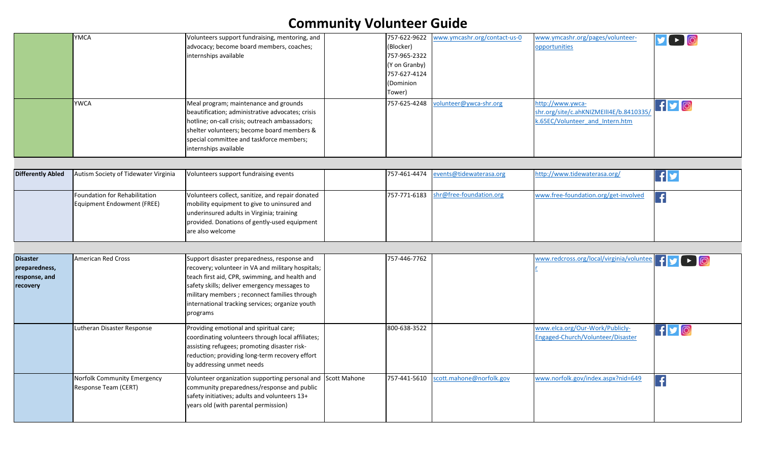# Community Volunteer Guide

| | | | | | | | |
|---|---|---|---|---|---|---|---|
| | YMCA | Volunteers support fundraising, mentoring, and advocacy; become board members, coaches; internships available | | 757-622-9622 (Blocker) 757-965-2322 (Y on Granby) 757-627-4124 (Dominion Tower) | www.ymcashr.org/contact-us-0 | www.ymcashr.org/pages/volunteer-opportunities | |
| | YWCA | Meal program; maintenance and grounds beautification; administrative advocates; crisis hotline; on-call crisis; outreach ambassadors; shelter volunteers; become board members & special committee and taskforce members; internships available | | 757-625-4248 | volunteer@ywca-shr.org | http://www.ywca-shr.org/site/c.ahKNIZMEIII4E/b.8410335/k.65EC/Volunteer_and_Intern.htm | |
| **Differently Abled** | Autism Society of Tidewater Virginia | Volunteers support fundraising events | | 757-461-4474 | events@tidewaterasa.org | http://www.tidewaterasa.org/ | |
| | Foundation for Rehabilitation Equipment Endowment (FREE) | Volunteers collect, sanitize, and repair donated mobility equipment to give to uninsured and underinsured adults in Virginia; training provided. Donations of gently-used equipment are also welcome | | 757-771-6183 | shr@free-foundation.org | www.free-foundation.org/get-involved | |
| **Disaster preparedness, response, and recovery** | American Red Cross | Support disaster preparedness, response and recovery; volunteer in VA and military hospitals; teach first aid, CPR, swimming, and health and safety skills; deliver emergency messages to military members ; reconnect families through international tracking services; organize youth programs | | 757-446-7762 | | www.redcross.org/local/virginia/volunteer | |
| | Lutheran Disaster Response | Providing emotional and spiritual care; coordinating volunteers through local affiliates; assisting refugees; promoting disaster risk-reduction; providing long-term recovery effort by addressing unmet needs | | 800-638-3522 | | www.elca.org/Our-Work/Publicly-Engaged-Church/Volunteer/Disaster | |
| | Norfolk Community Emergency Response Team (CERT) | Volunteer organization supporting personal and community preparedness/response and public safety initiatives; adults and volunteers 13+ years old (with parental permission) | Scott Mahone | 757-441-5610 | scott.mahone@norfolk.gov | www.norfolk.gov/index.aspx?nid=649 | |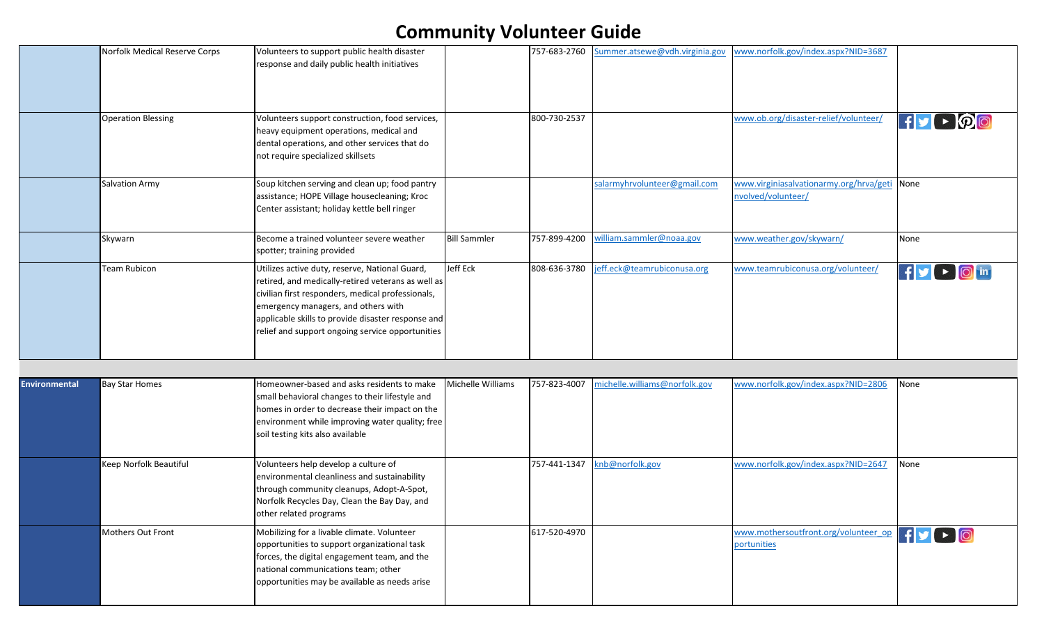# Community Volunteer Guide

| | | | | | | | |
|---|---|---|---|---|---|---|---|
| | Norfolk Medical Reserve Corps | Volunteers to support public health disaster response and daily public health initiatives | | 757-683-2760 | Summer.atsewe@vdh.virginia.gov | www.norfolk.gov/index.aspx?NID=3687 | |
| | Operation Blessing | Volunteers support construction, food services, heavy equipment operations, medical and dental operations, and other services that do not require specialized skillsets | | 800-730-2537 | | www.ob.org/disaster-relief/volunteer/ | |
| | Salvation Army | Soup kitchen serving and clean up; food pantry assistance; HOPE Village housecleaning; Kroc Center assistant; holiday kettle bell ringer | | | salarmyhrvolunteer@gmail.com | www.virginiasalvationarmy.org/hrva/getinvolved/volunteer/ | None |
| | Skywarn | Become a trained volunteer severe weather spotter; training provided | Bill Sammler | 757-899-4200 | william.sammler@noaa.gov | www.weather.gov/skywarn/ | None |
| | Team Rubicon | Utilizes active duty, reserve, National Guard, retired, and medically-retired veterans as well as civilian first responders, medical professionals, emergency managers, and others with applicable skills to provide disaster response and relief and support ongoing service opportunities | Jeff Eck | 808-636-3780 | jeff.eck@teamrubiconusa.org | www.teamrubiconusa.org/volunteer/ | |
| **Environmental** | Bay Star Homes | Homeowner-based and asks residents to make small behavioral changes to their lifestyle and homes in order to decrease their impact on the environment while improving water quality; free soil testing kits also available | Michelle Williams | 757-823-4007 | michelle.williams@norfolk.gov | www.norfolk.gov/index.aspx?NID=2806 | None |
| | Keep Norfolk Beautiful | Volunteers help develop a culture of environmental cleanliness and sustainability through community cleanups, Adopt-A-Spot, Norfolk Recycles Day, Clean the Bay Day, and other related programs | | 757-441-1347 | knb@norfolk.gov | www.norfolk.gov/index.aspx?NID=2647 | None |
| | Mothers Out Front | Mobilizing for a livable climate. Volunteer opportunities to support organizational task forces, the digital engagement team, and the national communications team; other opportunities may be available as needs arise | | 617-520-4970 | | www.mothersoutfront.org/volunteer_opportunities | |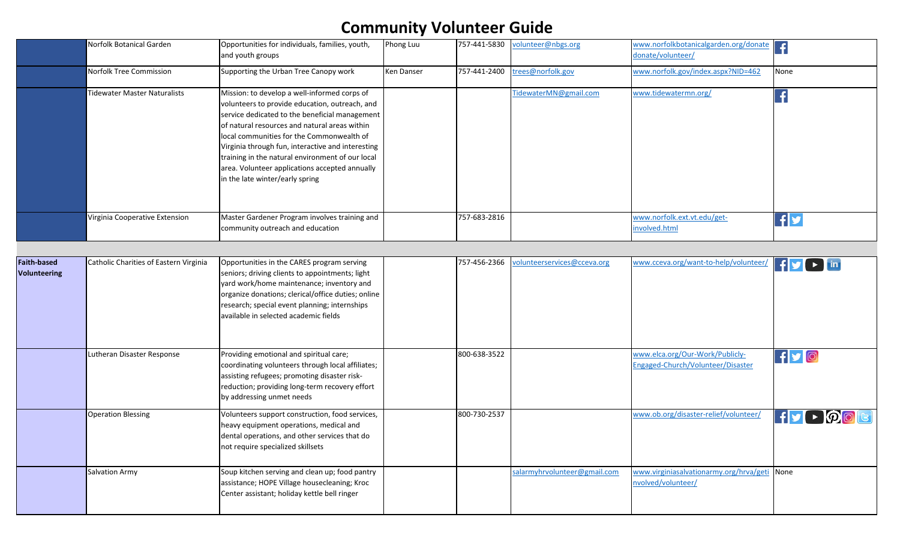# Community Volunteer Guide

| Category | Organization | Description | Contact | Phone | Email | Website | Social Media |
|---|---|---|---|---|---|---|---|
| | Norfolk Botanical Garden | Opportunities for individuals, families, youth, and youth groups | Phong Luu | 757-441-5830 | volunteer@nbgs.org | www.norfolkbotanicalgarden.org/donate donate/volunteer/ | |
| | Norfolk Tree Commission | Supporting the Urban Tree Canopy work | Ken Danser | 757-441-2400 | trees@norfolk.gov | www.norfolk.gov/index.aspx?NID=462 | None |
| | Tidewater Master Naturalists | Mission: to develop a well-informed corps of volunteers to provide education, outreach, and service dedicated to the beneficial management of natural resources and natural areas within local communities for the Commonwealth of Virginia through fun, interactive and interesting training in the natural environment of our local area. Volunteer applications accepted annually in the late winter/early spring | | | TidewaterMN@gmail.com | www.tidewatermn.org/ | |
| | Virginia Cooperative Extension | Master Gardener Program involves training and community outreach and education | | 757-683-2816 | | www.norfolk.ext.vt.edu/get-involved.html | |
| | | | | | | | |
| **Faith-based Volunteering** | Catholic Charities of Eastern Virginia | Opportunities in the CARES program serving seniors; driving clients to appointments; light yard work/home maintenance; inventory and organize donations; clerical/office duties; online research; special event planning; internships available in selected academic fields | | 757-456-2366 | volunteerservices@cceva.org | www.cceva.org/want-to-help/volunteer/ | |
| | Lutheran Disaster Response | Providing emotional and spiritual care; coordinating volunteers through local affiliates; assisting refugees; promoting disaster risk-reduction; providing long-term recovery effort by addressing unmet needs | | 800-638-3522 | | www.elca.org/Our-Work/Publicly-Engaged-Church/Volunteer/Disaster | |
| | Operation Blessing | Volunteers support construction, food services, heavy equipment operations, medical and dental operations, and other services that do not require specialized skillsets | | 800-730-2537 | | www.ob.org/disaster-relief/volunteer/ | |
| | Salvation Army | Soup kitchen serving and clean up; food pantry assistance; HOPE Village housecleaning; Kroc Center assistant; holiday kettle bell ringer | | | salarmyhrvolunteer@gmail.com | www.virginiasalvationarmy.org/hrva/getinvolved/volunteer/ | None |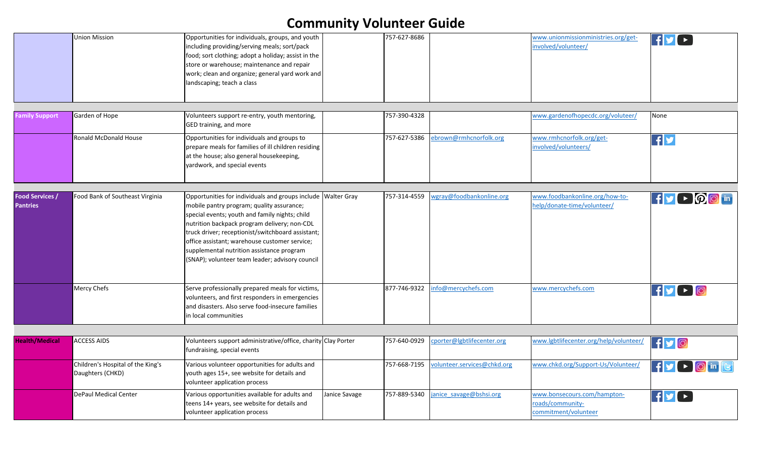# Community Volunteer Guide

| Category | Organization | Description | Contact | Phone | Email | Website | Social Media |
|---|---|---|---|---|---|---|---|
| | Union Mission | Opportunities for individuals, groups, and youth including providing/serving meals; sort/pack food; sort clothing; adopt a holiday; assist in the store or warehouse; maintenance and repair work; clean and organize; general yard work and landscaping; teach a class | | 757-627-8686 | | www.unionmissionministries.org/get-involved/volunteer/ | |
| **Family Support** | Garden of Hope | Volunteers support re-entry, youth mentoring, GED training, and more | | 757-390-4328 | | www.gardenofhopecdc.org/voluteer/ | None |
| | Ronald McDonald House | Opportunities for individuals and groups to prepare meals for families of ill children residing at the house; also general housekeeping, yardwork, and special events | | 757-627-5386 | ebrown@rmhcnorfolk.org | www.rmhcnorfolk.org/get-involved/volunteers/ | |
| **Food Services / Pantries** | Food Bank of Southeast Virginia | Opportunities for individuals and groups include mobile pantry program; quality assurance; special events; youth and family nights; child nutrition backpack program delivery; non-CDL truck driver; receptionist/switchboard assistant; office assistant; warehouse customer service; supplemental nutrition assistance program (SNAP); volunteer team leader; advisory council | Walter Gray | 757-314-4559 | wgray@foodbankonline.org | www.foodbankonline.org/how-to-help/donate-time/volunteer/ | |
| | Mercy Chefs | Serve professionally prepared meals for victims, volunteers, and first responders in emergencies and disasters. Also serve food-insecure families in local communities | | 877-746-9322 | info@mercychefs.com | www.mercychefs.com | |
| **Health/Medical** | ACCESS AIDS | Volunteers support administrative/office, charity fundraising, special events | Clay Porter | 757-640-0929 | cporter@lgbtlifecenter.org | www.lgbtlifecenter.org/help/volunteer/ | |
| | Children's Hospital of the King's Daughters (CHKD) | Various volunteer opportunities for adults and youth ages 15+, see website for details and volunteer application process | | 757-668-7195 | volunteer.services@chkd.org | www.chkd.org/Support-Us/Volunteer/ | |
| | DePaul Medical Center | Various opportunities available for adults and teens 14+ years, see website for details and volunteer application process | Janice Savage | 757-889-5340 | janice_savage@bshsi.org | www.bonsecours.com/hampton-roads/community-commitment/volunteer | |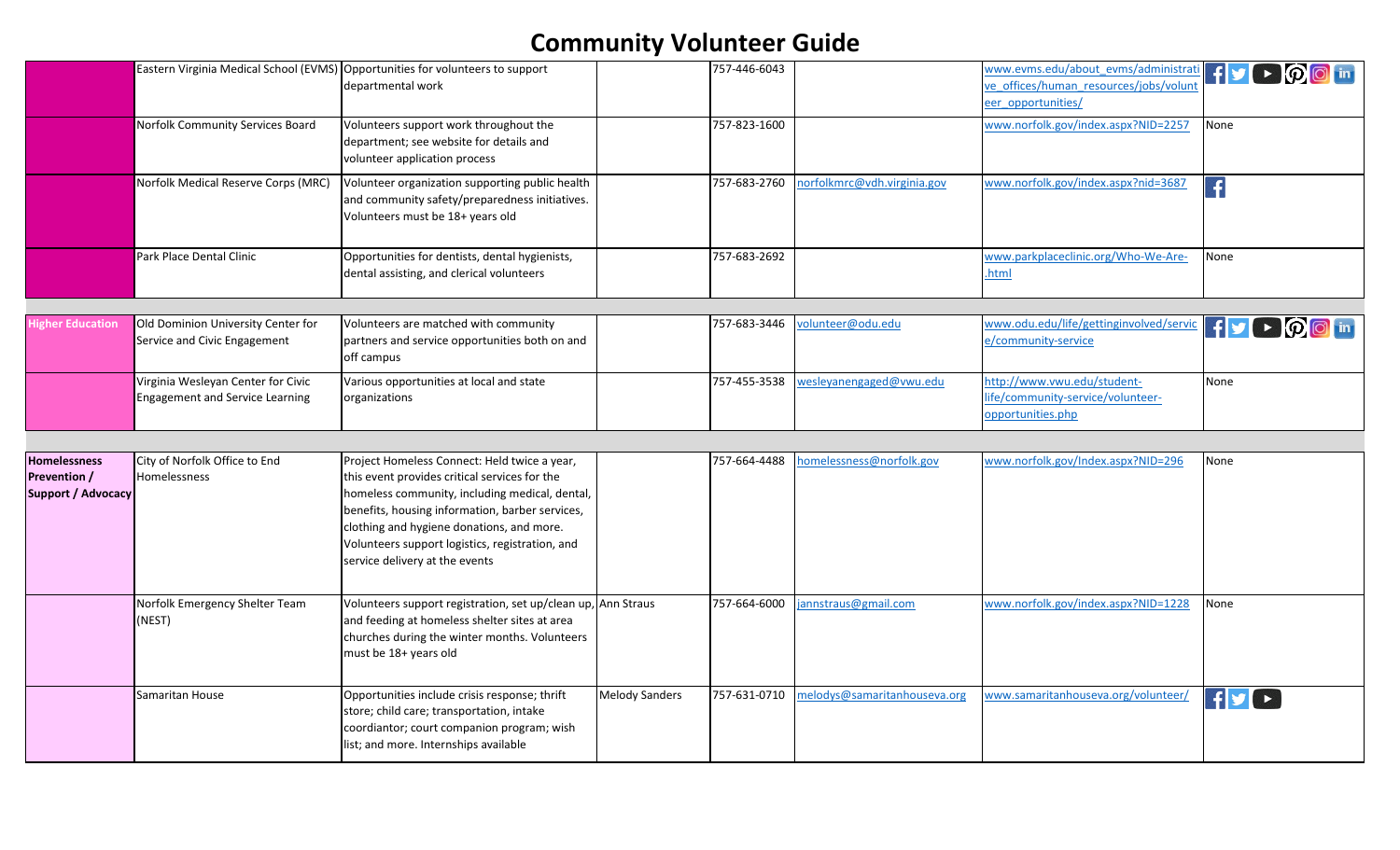# Community Volunteer Guide

| | | | | | | | |
|---|---|---|---|---|---|---|---|
| | Eastern Virginia Medical School (EVMS) | Opportunities for volunteers to support departmental work | | 757-446-6043 | | www.evms.edu/about_evms/administrative_offices/human_resources/jobs/volunteer_opportunities/ | |
| | Norfolk Community Services Board | Volunteers support work throughout the department; see website for details and volunteer application process | | 757-823-1600 | | www.norfolk.gov/index.aspx?NID=2257 | None |
| | Norfolk Medical Reserve Corps (MRC) | Volunteer organization supporting public health and community safety/preparedness initiatives. Volunteers must be 18+ years old | | 757-683-2760 | norfolkmrc@vdh.virginia.gov | www.norfolk.gov/index.aspx?nid=3687 | |
| | Park Place Dental Clinic | Opportunities for dentists, dental hygienists, dental assisting, and clerical volunteers | | 757-683-2692 | | www.parkplaceclinic.org/Who-We-Are-.html | None |
| **Higher Education** | Old Dominion University Center for Service and Civic Engagement | Volunteers are matched with community partners and service opportunities both on and off campus | | 757-683-3446 | volunteer@odu.edu | www.odu.edu/life/gettinginvolved/service/community-service | |
| | Virginia Wesleyan Center for Civic Engagement and Service Learning | Various opportunities at local and state organizations | | 757-455-3538 | wesleyanengaged@vwu.edu | http://www.vwu.edu/student-life/community-service/volunteer-opportunities.php | None |
| **Homelessness Prevention / Support / Advocacy** | City of Norfolk Office to End Homelessness | Project Homeless Connect: Held twice a year, this event provides critical services for the homeless community, including medical, dental, benefits, housing information, barber services, clothing and hygiene donations, and more. Volunteers support logistics, registration, and service delivery at the events | | 757-664-4488 | homelessness@norfolk.gov | www.norfolk.gov/Index.aspx?NID=296 | None |
| | Norfolk Emergency Shelter Team (NEST) | Volunteers support registration, set up/clean up, and feeding at homeless shelter sites at area churches during the winter months. Volunteers must be 18+ years old | Ann Straus | 757-664-6000 | jannstraus@gmail.com | www.norfolk.gov/index.aspx?NID=1228 | None |
| | Samaritan House | Opportunities include crisis response; thrift store; child care; transportation, intake coordiantor; court companion program; wish list; and more. Internships available | Melody Sanders | 757-631-0710 | melodys@samaritanhouseva.org | www.samaritanhouseva.org/volunteer/ | |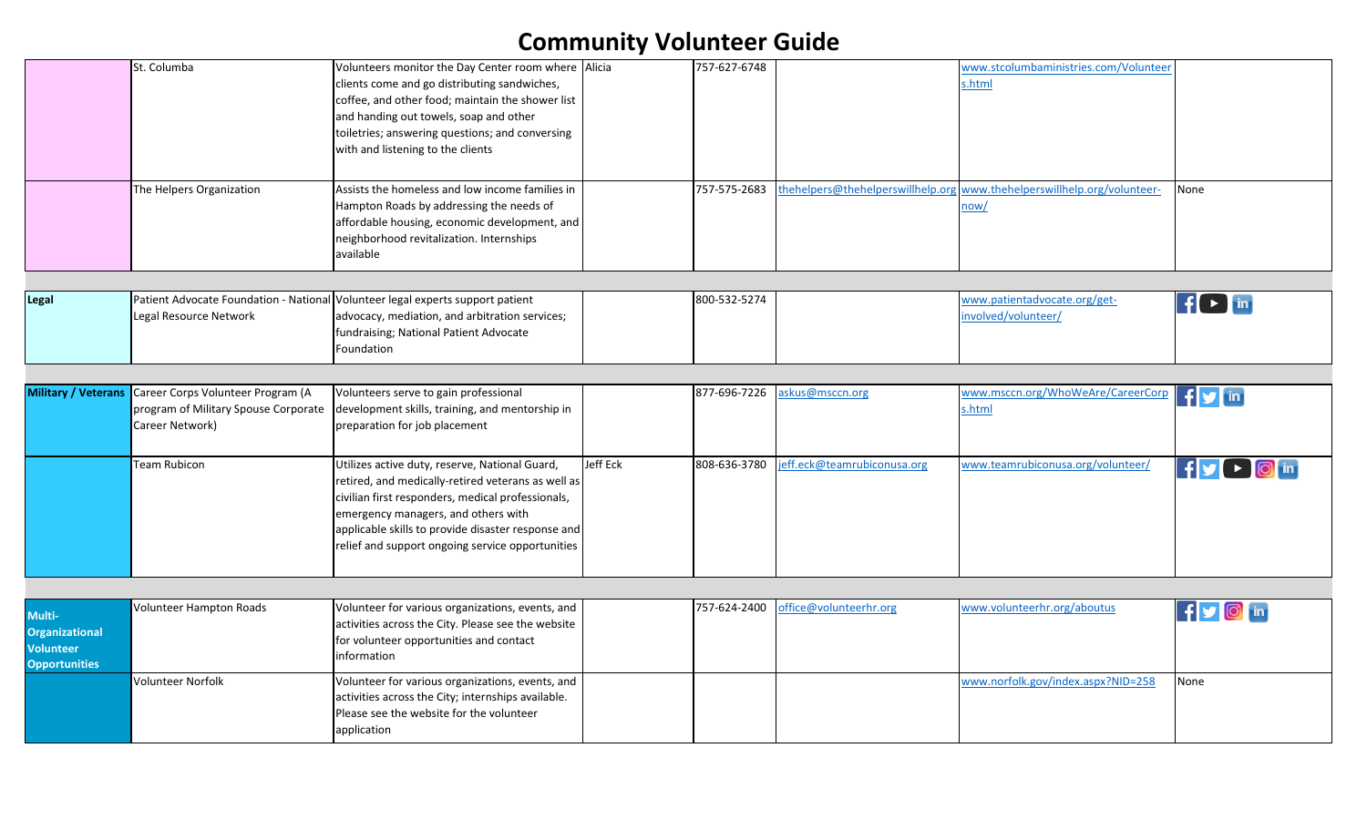# Community Volunteer Guide

| | | | | | | | |
|---|---|---|---|---|---|---|---|
| | St. Columba | Volunteers monitor the Day Center room where clients come and go distributing sandwiches, coffee, and other food; maintain the shower list and handing out towels, soap and other toiletries; answering questions; and conversing with and listening to the clients | Alicia | 757-627-6748 | | www.stcolumbaministries.com/Volunteers.html | |
| | The Helpers Organization | Assists the homeless and low income families in Hampton Roads by addressing the needs of affordable housing, economic development, and neighborhood revitalization. Internships available | | 757-575-2683 | thehelpers@thehelperswillhelp.org | www.thehelperswillhelp.org/volunteer-now/ | None |
| **Legal** | Patient Advocate Foundation - National Legal Resource Network | Volunteer legal experts support patient advocacy, mediation, and arbitration services; fundraising; National Patient Advocate Foundation | | 800-532-5274 | | www.patientadvocate.org/get-involved/volunteer/ | |
| **Military / Veterans** | Career Corps Volunteer Program (A program of Military Spouse Corporate Career Network) | Volunteers serve to gain professional development skills, training, and mentorship in preparation for job placement | | 877-696-7226 | askus@msccn.org | www.msccn.org/WhoWeAre/CareerCorps.html | |
| | Team Rubicon | Utilizes active duty, reserve, National Guard, retired, and medically-retired veterans as well as civilian first responders, medical professionals, emergency managers, and others with applicable skills to provide disaster response and relief and support ongoing service opportunities | Jeff Eck | 808-636-3780 | jeff.eck@teamrubiconusa.org | www.teamrubiconusa.org/volunteer/ | |
| **Multi-Organizational Volunteer Opportunities** | Volunteer Hampton Roads | Volunteer for various organizations, events, and activities across the City. Please see the website for volunteer opportunities and contact information | | 757-624-2400 | office@volunteerhr.org | www.volunteerhr.org/aboutus | |
| | Volunteer Norfolk | Volunteer for various organizations, events, and activities across the City; internships available. Please see the website for the volunteer application | | | | www.norfolk.gov/index.aspx?NID=258 | None |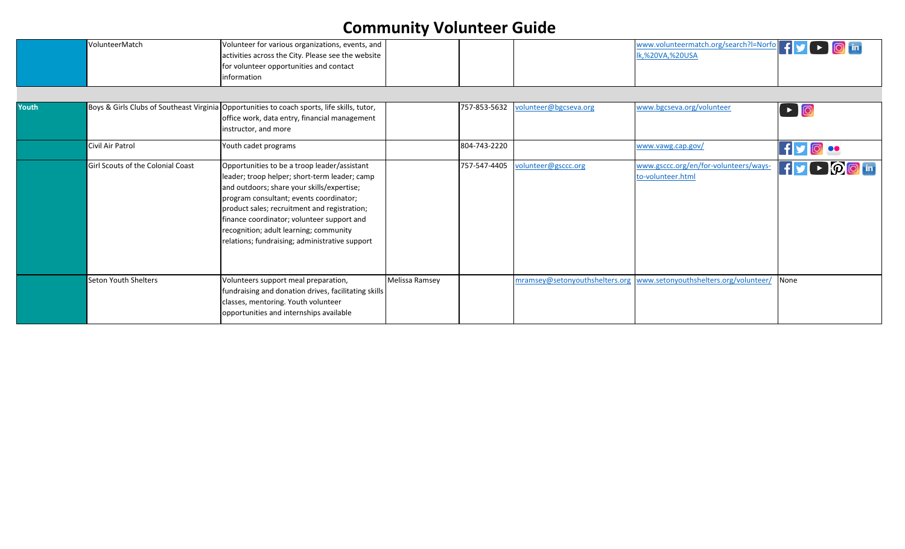# Community Volunteer Guide

| | | | | | | | |
|---|---|---|---|---|---|---|---|
| | VolunteerMatch | Volunteer for various organizations, events, and activities across the City. Please see the website for volunteer opportunities and contact information | | | | www.volunteermatch.org/search?l=Norfolk,%20VA,%20USA | |
| | | | | | | | |
| **Youth** | Boys & Girls Clubs of Southeast Virginia | Opportunities to coach sports, life skills, tutor, office work, data entry, financial management instructor, and more | | 757-853-5632 | volunteer@bgcseva.org | www.bgcseva.org/volunteer | |
| | Civil Air Patrol | Youth cadet programs | | 804-743-2220 | | www.vawg.cap.gov/ | |
| | Girl Scouts of the Colonial Coast | Opportunities to be a troop leader/assistant leader; troop helper; short-term leader; camp and outdoors; share your skills/expertise; program consultant; events coordinator; product sales; recruitment and registration; finance coordinator; volunteer support and recognition; adult learning; community relations; fundraising; administrative support | | 757-547-4405 | volunteer@gscсc.org | www.gscсc.org/en/for-volunteers/ways-to-volunteer.html | |
| | Seton Youth Shelters | Volunteers support meal preparation, fundraising and donation drives, facilitating skills classes, mentoring. Youth volunteer opportunities and internships available | Melissa Ramsey | | mramsey@setonyouthshelters.org | www.setonyouthshelters.org/volunteer/ | None |